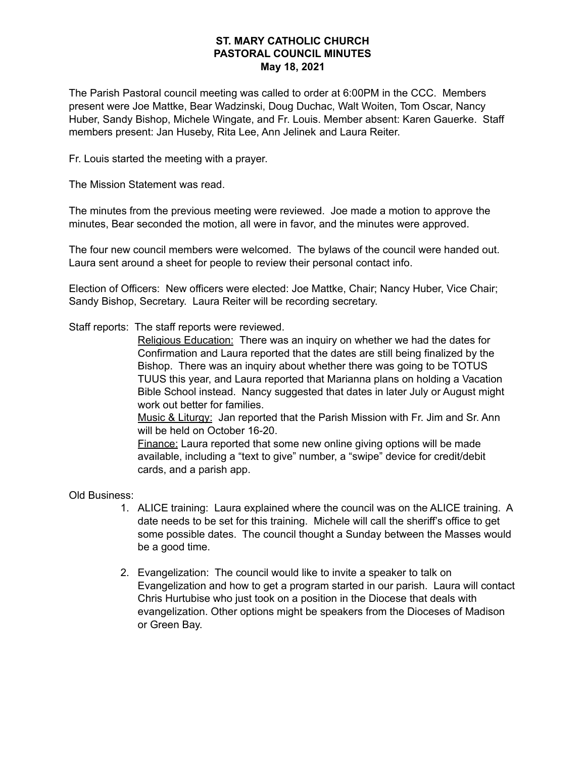# ST. MARY CATHOLIC CHURCH
# PASTORAL COUNCIL MINUTES
## May 18, 2021

The Parish Pastoral council meeting was called to order at 6:00PM in the CCC. Members present were Joe Mattke, Bear Wadzinski, Doug Duchac, Walt Woiten, Tom Oscar, Nancy Huber, Sandy Bishop, Michele Wingate, and Fr. Louis. Member absent: Karen Gauerke. Staff members present: Jan Huseby, Rita Lee, Ann Jelinek and Laura Reiter.

Fr. Louis started the meeting with a prayer.

The Mission Statement was read.

The minutes from the previous meeting were reviewed. Joe made a motion to approve the minutes, Bear seconded the motion, all were in favor, and the minutes were approved.

The four new council members were welcomed. The bylaws of the council were handed out. Laura sent around a sheet for people to review their personal contact info.

Election of Officers: New officers were elected: Joe Mattke, Chair; Nancy Huber, Vice Chair; Sandy Bishop, Secretary. Laura Reiter will be recording secretary.

Staff reports: The staff reports were reviewed.

<u>Religious Education:</u> There was an inquiry on whether we had the dates for Confirmation and Laura reported that the dates are still being finalized by the Bishop. There was an inquiry about whether there was going to be TOTUS TUUS this year, and Laura reported that Marianna plans on holding a Vacation Bible School instead. Nancy suggested that dates in later July or August might work out better for families.

<u>Music & Liturgy:</u> Jan reported that the Parish Mission with Fr. Jim and Sr. Ann will be held on October 16-20.

<u>Finance:</u> Laura reported that some new online giving options will be made available, including a "text to give" number, a "swipe" device for credit/debit cards, and a parish app.

Old Business:

1. ALICE training: Laura explained where the council was on the ALICE training. A date needs to be set for this training. Michele will call the sheriff's office to get some possible dates. The council thought a Sunday between the Masses would be a good time.

2. Evangelization: The council would like to invite a speaker to talk on Evangelization and how to get a program started in our parish. Laura will contact Chris Hurtubise who just took on a position in the Diocese that deals with evangelization. Other options might be speakers from the Dioceses of Madison or Green Bay.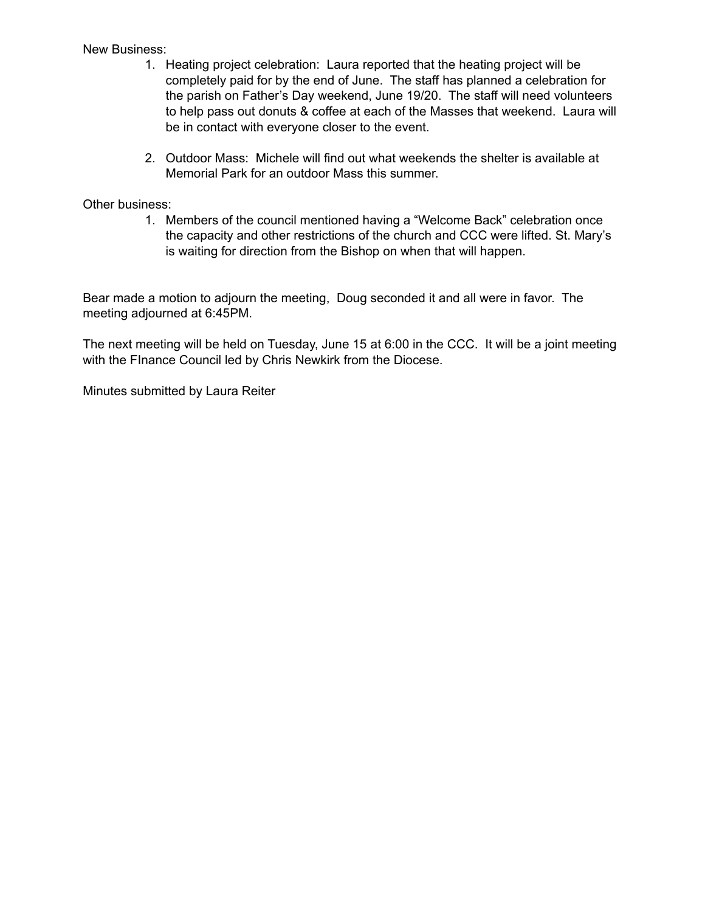New Business:

1. Heating project celebration: Laura reported that the heating project will be completely paid for by the end of June. The staff has planned a celebration for the parish on Father's Day weekend, June 19/20. The staff will need volunteers to help pass out donuts & coffee at each of the Masses that weekend. Laura will be in contact with everyone closer to the event.

2. Outdoor Mass: Michele will find out what weekends the shelter is available at Memorial Park for an outdoor Mass this summer.

Other business:

1. Members of the council mentioned having a "Welcome Back" celebration once the capacity and other restrictions of the church and CCC were lifted. St. Mary's is waiting for direction from the Bishop on when that will happen.

Bear made a motion to adjourn the meeting, Doug seconded it and all were in favor. The meeting adjourned at 6:45PM.

The next meeting will be held on Tuesday, June 15 at 6:00 in the CCC. It will be a joint meeting with the FInance Council led by Chris Newkirk from the Diocese.

Minutes submitted by Laura Reiter